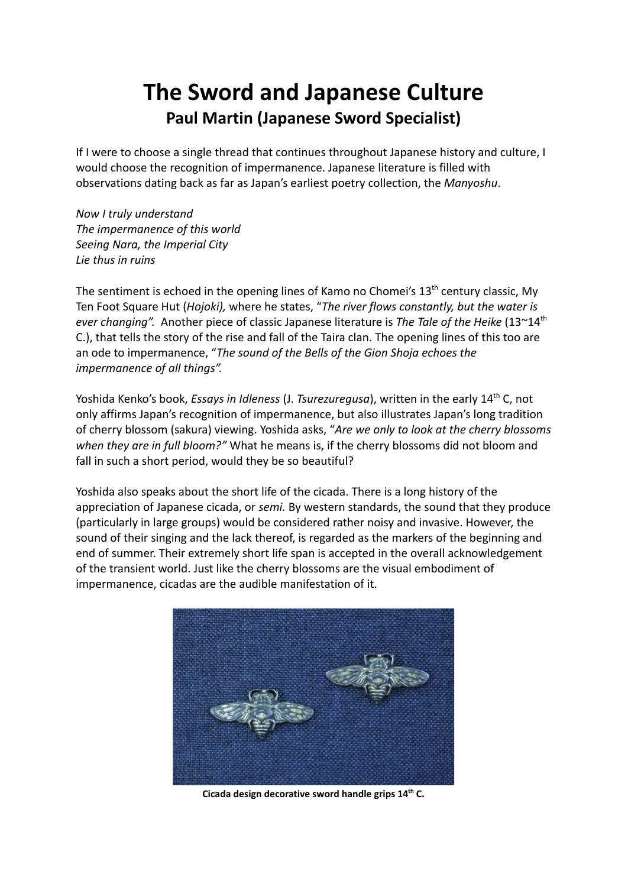# The Sword and Japanese Culture

## Paul Martin (Japanese Sword Specialist)

If I were to choose a single thread that continues throughout Japanese history and culture, I would choose the recognition of impermanence. Japanese literature is filled with observations dating back as far as Japan's earliest poetry collection, the *Manyoshu*.

*Now I truly understand*
*The impermanence of this world*
*Seeing Nara, the Imperial City*
*Lie thus in ruins*

The sentiment is echoed in the opening lines of Kamo no Chomei's 13th century classic, My Ten Foot Square Hut (*Hojoki),* where he states, "*The river flows constantly, but the water is ever changing".* Another piece of classic Japanese literature is *The Tale of the Heike* (13~14th C.), that tells the story of the rise and fall of the Taira clan. The opening lines of this too are an ode to impermanence, "*The sound of the Bells of the Gion Shoja echoes the impermanence of all things".*

Yoshida Kenko's book, *Essays in Idleness* (J. *Tsurezuregusa*), written in the early 14th C, not only affirms Japan's recognition of impermanence, but also illustrates Japan's long tradition of cherry blossom (sakura) viewing. Yoshida asks, "*Are we only to look at the cherry blossoms when they are in full bloom?"* What he means is, if the cherry blossoms did not bloom and fall in such a short period, would they be so beautiful?

Yoshida also speaks about the short life of the cicada. There is a long history of the appreciation of Japanese cicada, or *semi.* By western standards, the sound that they produce (particularly in large groups) would be considered rather noisy and invasive. However, the sound of their singing and the lack thereof, is regarded as the markers of the beginning and end of summer. Their extremely short life span is accepted in the overall acknowledgement of the transient world. Just like the cherry blossoms are the visual embodiment of impermanence, cicadas are the audible manifestation of it.

**Cicada design decorative sword handle grips 14th C.**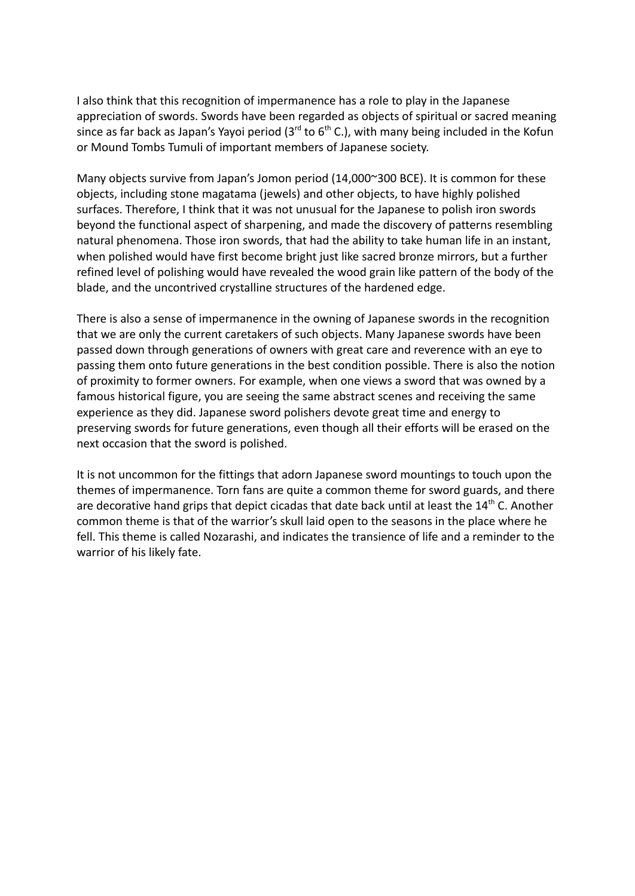I also think that this recognition of impermanence has a role to play in the Japanese appreciation of swords. Swords have been regarded as objects of spiritual or sacred meaning since as far back as Japan's Yayoi period (3rd to 6th C.), with many being included in the Kofun or Mound Tombs Tumuli of important members of Japanese society.

Many objects survive from Japan's Jomon period (14,000~300 BCE). It is common for these objects, including stone magatama (jewels) and other objects, to have highly polished surfaces. Therefore, I think that it was not unusual for the Japanese to polish iron swords beyond the functional aspect of sharpening, and made the discovery of patterns resembling natural phenomena. Those iron swords, that had the ability to take human life in an instant, when polished would have first become bright just like sacred bronze mirrors, but a further refined level of polishing would have revealed the wood grain like pattern of the body of the blade, and the uncontrived crystalline structures of the hardened edge.

There is also a sense of impermanence in the owning of Japanese swords in the recognition that we are only the current caretakers of such objects. Many Japanese swords have been passed down through generations of owners with great care and reverence with an eye to passing them onto future generations in the best condition possible. There is also the notion of proximity to former owners. For example, when one views a sword that was owned by a famous historical figure, you are seeing the same abstract scenes and receiving the same experience as they did. Japanese sword polishers devote great time and energy to preserving swords for future generations, even though all their efforts will be erased on the next occasion that the sword is polished.

It is not uncommon for the fittings that adorn Japanese sword mountings to touch upon the themes of impermanence. Torn fans are quite a common theme for sword guards, and there are decorative hand grips that depict cicadas that date back until at least the 14th C. Another common theme is that of the warrior's skull laid open to the seasons in the place where he fell. This theme is called Nozarashi, and indicates the transience of life and a reminder to the warrior of his likely fate.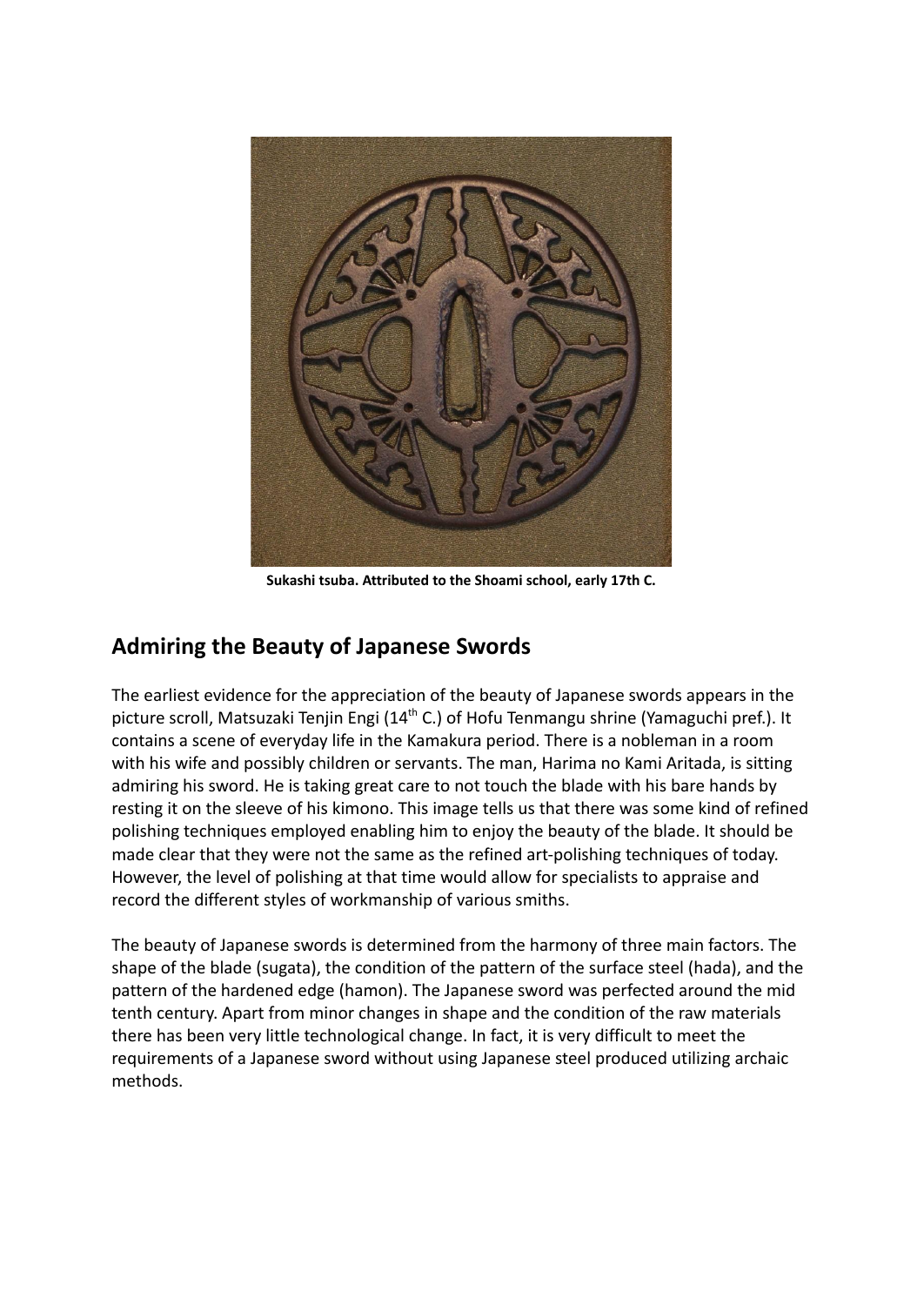**Sukashi tsuba. Attributed to the Shoami school, early 17th C.**

## Admiring the Beauty of Japanese Swords

The earliest evidence for the appreciation of the beauty of Japanese swords appears in the picture scroll, Matsuzaki Tenjin Engi (14th C.) of Hofu Tenmangu shrine (Yamaguchi pref.). It contains a scene of everyday life in the Kamakura period. There is a nobleman in a room with his wife and possibly children or servants. The man, Harima no Kami Aritada, is sitting admiring his sword. He is taking great care to not touch the blade with his bare hands by resting it on the sleeve of his kimono. This image tells us that there was some kind of refined polishing techniques employed enabling him to enjoy the beauty of the blade. It should be made clear that they were not the same as the refined art-polishing techniques of today. However, the level of polishing at that time would allow for specialists to appraise and record the different styles of workmanship of various smiths.

The beauty of Japanese swords is determined from the harmony of three main factors. The shape of the blade (sugata), the condition of the pattern of the surface steel (hada), and the pattern of the hardened edge (hamon). The Japanese sword was perfected around the mid tenth century. Apart from minor changes in shape and the condition of the raw materials there has been very little technological change. In fact, it is very difficult to meet the requirements of a Japanese sword without using Japanese steel produced utilizing archaic methods.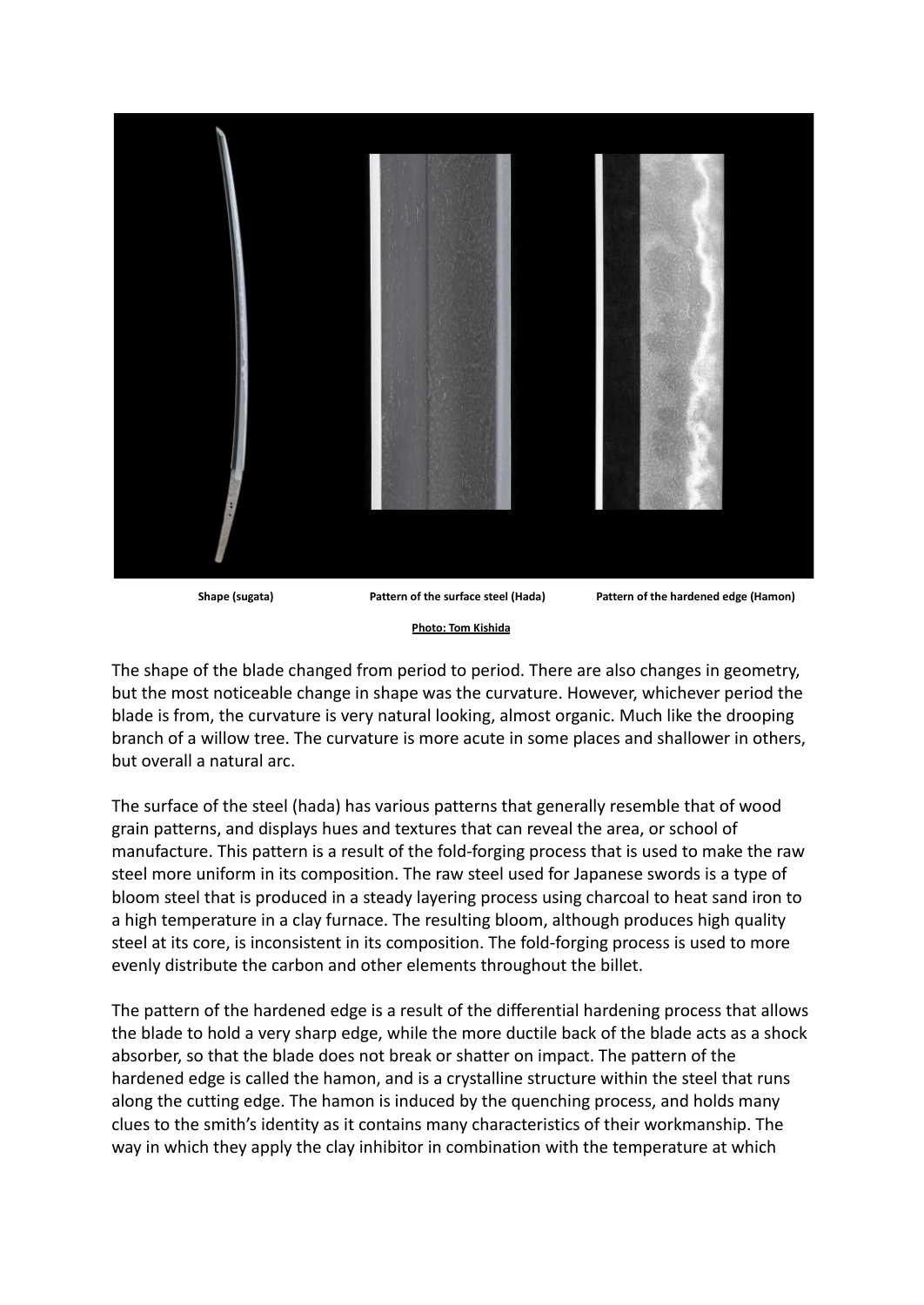Shape (sugata) Pattern of the surface steel (Hada) Pattern of the hardened edge (Hamon)

Photo: Tom Kishida

The shape of the blade changed from period to period. There are also changes in geometry, but the most noticeable change in shape was the curvature. However, whichever period the blade is from, the curvature is very natural looking, almost organic. Much like the drooping branch of a willow tree. The curvature is more acute in some places and shallower in others, but overall a natural arc.

The surface of the steel (hada) has various patterns that generally resemble that of wood grain patterns, and displays hues and textures that can reveal the area, or school of manufacture. This pattern is a result of the fold-forging process that is used to make the raw steel more uniform in its composition. The raw steel used for Japanese swords is a type of bloom steel that is produced in a steady layering process using charcoal to heat sand iron to a high temperature in a clay furnace. The resulting bloom, although produces high quality steel at its core, is inconsistent in its composition. The fold-forging process is used to more evenly distribute the carbon and other elements throughout the billet.

The pattern of the hardened edge is a result of the differential hardening process that allows the blade to hold a very sharp edge, while the more ductile back of the blade acts as a shock absorber, so that the blade does not break or shatter on impact. The pattern of the hardened edge is called the hamon, and is a crystalline structure within the steel that runs along the cutting edge. The hamon is induced by the quenching process, and holds many clues to the smith's identity as it contains many characteristics of their workmanship. The way in which they apply the clay inhibitor in combination with the temperature at which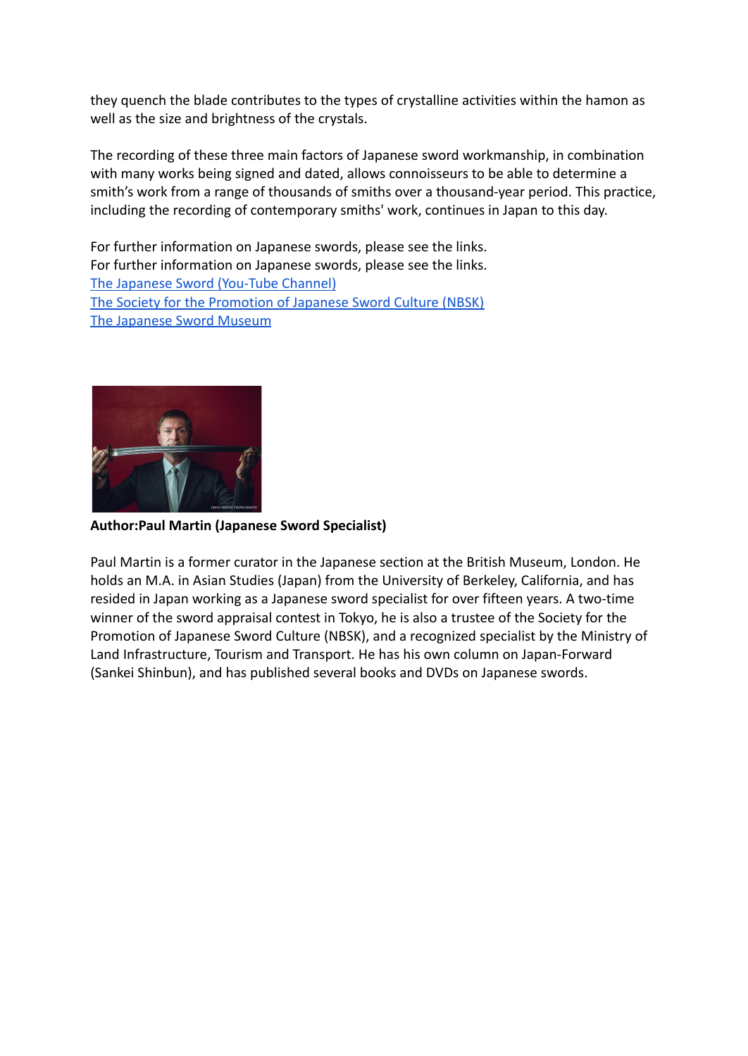they quench the blade contributes to the types of crystalline activities within the hamon as well as the size and brightness of the crystals.

The recording of these three main factors of Japanese sword workmanship, in combination with many works being signed and dated, allows connoisseurs to be able to determine a smith's work from a range of thousands of smiths over a thousand-year period. This practice, including the recording of contemporary smiths' work, continues in Japan to this day.

For further information on Japanese swords, please see the links.
For further information on Japanese swords, please see the links.
The Japanese Sword (You-Tube Channel)
The Society for the Promotion of Japanese Sword Culture (NBSK)
The Japanese Sword Museum

**Author:Paul Martin (Japanese Sword Specialist)**

Paul Martin is a former curator in the Japanese section at the British Museum, London. He holds an M.A. in Asian Studies (Japan) from the University of Berkeley, California, and has resided in Japan working as a Japanese sword specialist for over fifteen years. A two-time winner of the sword appraisal contest in Tokyo, he is also a trustee of the Society for the Promotion of Japanese Sword Culture (NBSK), and a recognized specialist by the Ministry of Land Infrastructure, Tourism and Transport. He has his own column on Japan-Forward (Sankei Shinbun), and has published several books and DVDs on Japanese swords.